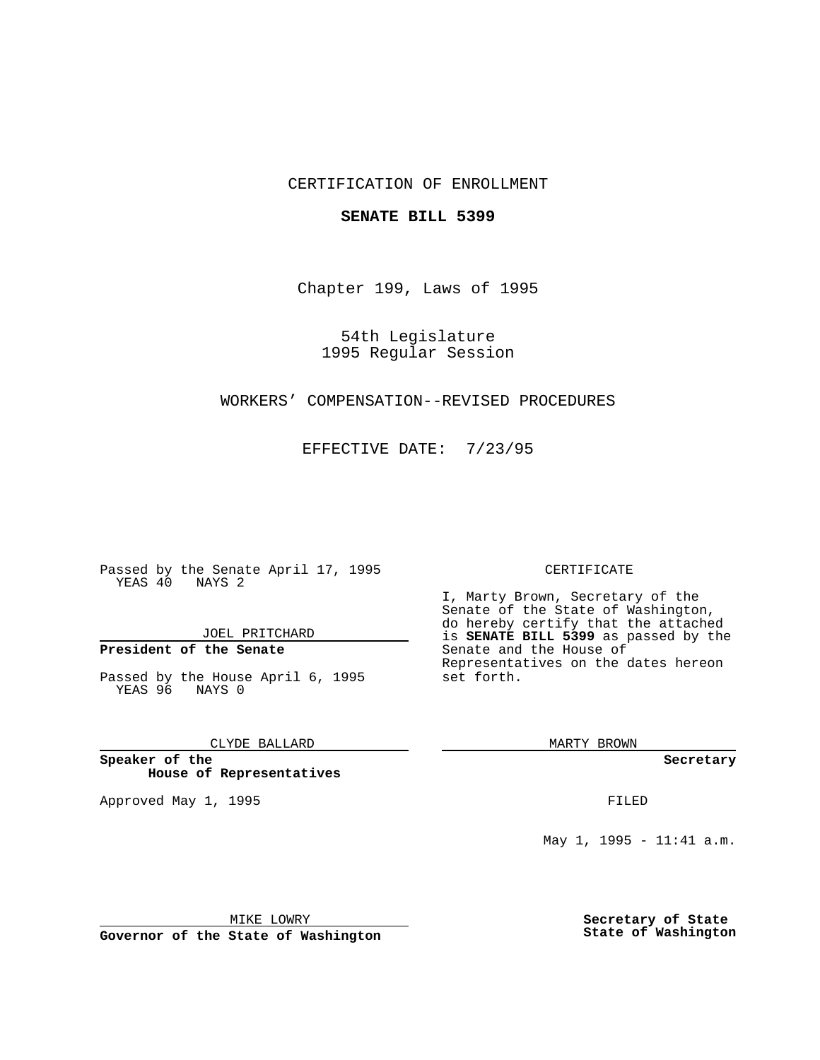CERTIFICATION OF ENROLLMENT

**SENATE BILL 5399**

Chapter 199, Laws of 1995

54th Legislature
1995 Regular Session

WORKERS' COMPENSATION--REVISED PROCEDURES

EFFECTIVE DATE: 7/23/95

Passed by the Senate April 17, 1995
YEAS 40 NAYS 2

JOEL PRITCHARD

**President of the Senate**

Passed by the House April 6, 1995
YEAS 96 NAYS 0

CLYDE BALLARD

**Speaker of the House of Representatives**

Approved May 1, 1995

MIKE LOWRY

**Governor of the State of Washington**

CERTIFICATE

I, Marty Brown, Secretary of the Senate of the State of Washington, do hereby certify that the attached is **SENATE BILL 5399** as passed by the Senate and the House of Representatives on the dates hereon set forth.

MARTY BROWN

**Secretary**

FILED

May 1, 1995 - 11:41 a.m.

**Secretary of State State of Washington**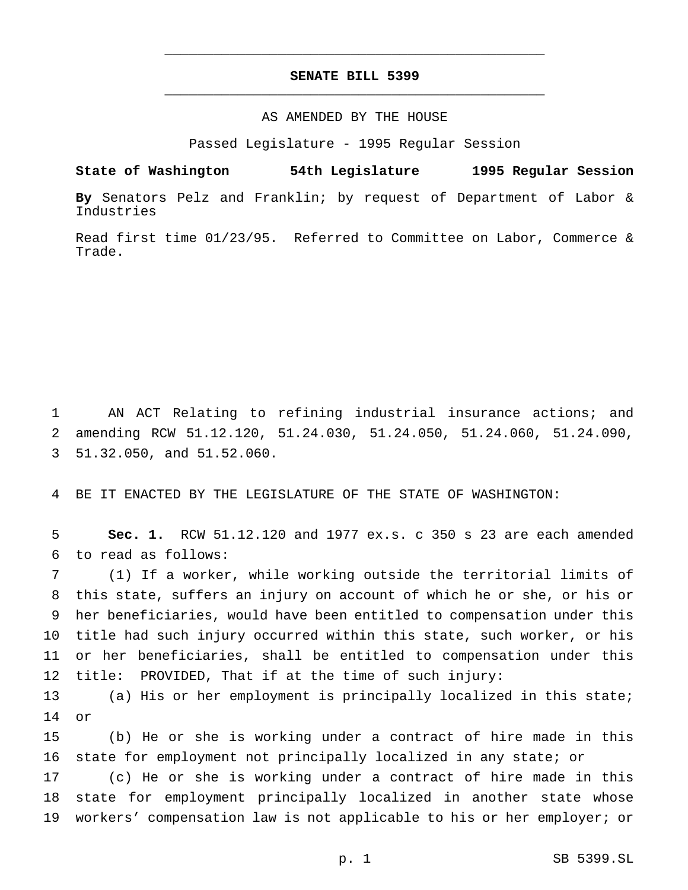# SENATE BILL 5399

AS AMENDED BY THE HOUSE

Passed Legislature - 1995 Regular Session

**State of Washington 54th Legislature 1995 Regular Session**

**By** Senators Pelz and Franklin; by request of Department of Labor & Industries

Read first time 01/23/95. Referred to Committee on Labor, Commerce & Trade.

AN ACT Relating to refining industrial insurance actions; and amending RCW 51.12.120, 51.24.030, 51.24.050, 51.24.060, 51.24.090, 51.32.050, and 51.52.060.

BE IT ENACTED BY THE LEGISLATURE OF THE STATE OF WASHINGTON:

**Sec. 1.** RCW 51.12.120 and 1977 ex.s. c 350 s 23 are each amended to read as follows:

(1) If a worker, while working outside the territorial limits of this state, suffers an injury on account of which he or she, or his or her beneficiaries, would have been entitled to compensation under this title had such injury occurred within this state, such worker, or his or her beneficiaries, shall be entitled to compensation under this title: PROVIDED, That if at the time of such injury:

(a) His or her employment is principally localized in this state; or

(b) He or she is working under a contract of hire made in this state for employment not principally localized in any state; or

(c) He or she is working under a contract of hire made in this state for employment principally localized in another state whose workers' compensation law is not applicable to his or her employer; or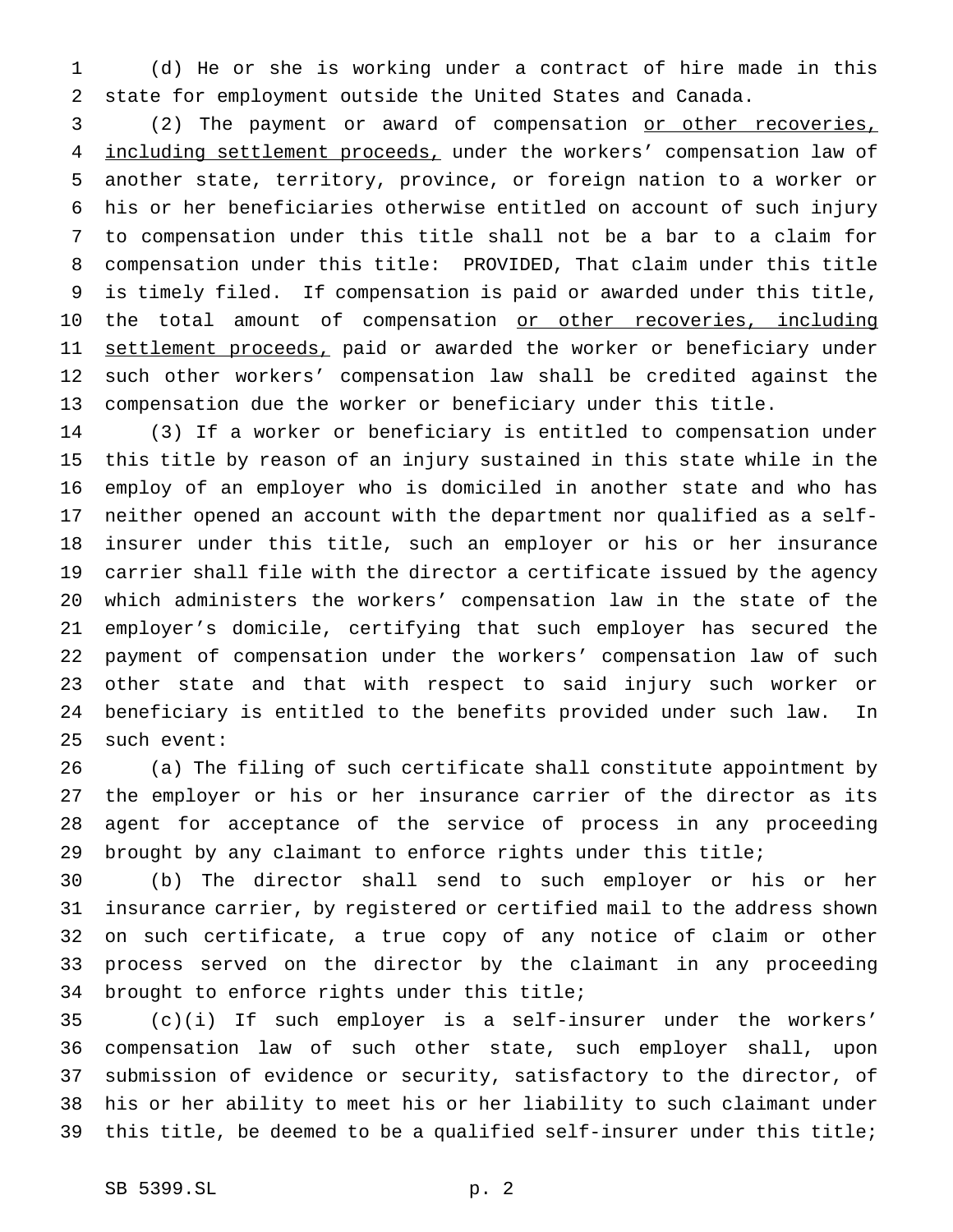(d) He or she is working under a contract of hire made in this state for employment outside the United States and Canada.

(2) The payment or award of compensation <u>or other recoveries, including settlement proceeds,</u> under the workers' compensation law of another state, territory, province, or foreign nation to a worker or his or her beneficiaries otherwise entitled on account of such injury to compensation under this title shall not be a bar to a claim for compensation under this title: PROVIDED, That claim under this title is timely filed. If compensation is paid or awarded under this title, the total amount of compensation <u>or other recoveries, including settlement proceeds,</u> paid or awarded the worker or beneficiary under such other workers' compensation law shall be credited against the compensation due the worker or beneficiary under this title.

(3) If a worker or beneficiary is entitled to compensation under this title by reason of an injury sustained in this state while in the employ of an employer who is domiciled in another state and who has neither opened an account with the department nor qualified as a self-insurer under this title, such an employer or his or her insurance carrier shall file with the director a certificate issued by the agency which administers the workers' compensation law in the state of the employer's domicile, certifying that such employer has secured the payment of compensation under the workers' compensation law of such other state and that with respect to said injury such worker or beneficiary is entitled to the benefits provided under such law. In such event:

(a) The filing of such certificate shall constitute appointment by the employer or his or her insurance carrier of the director as its agent for acceptance of the service of process in any proceeding brought by any claimant to enforce rights under this title;

(b) The director shall send to such employer or his or her insurance carrier, by registered or certified mail to the address shown on such certificate, a true copy of any notice of claim or other process served on the director by the claimant in any proceeding brought to enforce rights under this title;

(c)(i) If such employer is a self-insurer under the workers' compensation law of such other state, such employer shall, upon submission of evidence or security, satisfactory to the director, of his or her ability to meet his or her liability to such claimant under this title, be deemed to be a qualified self-insurer under this title;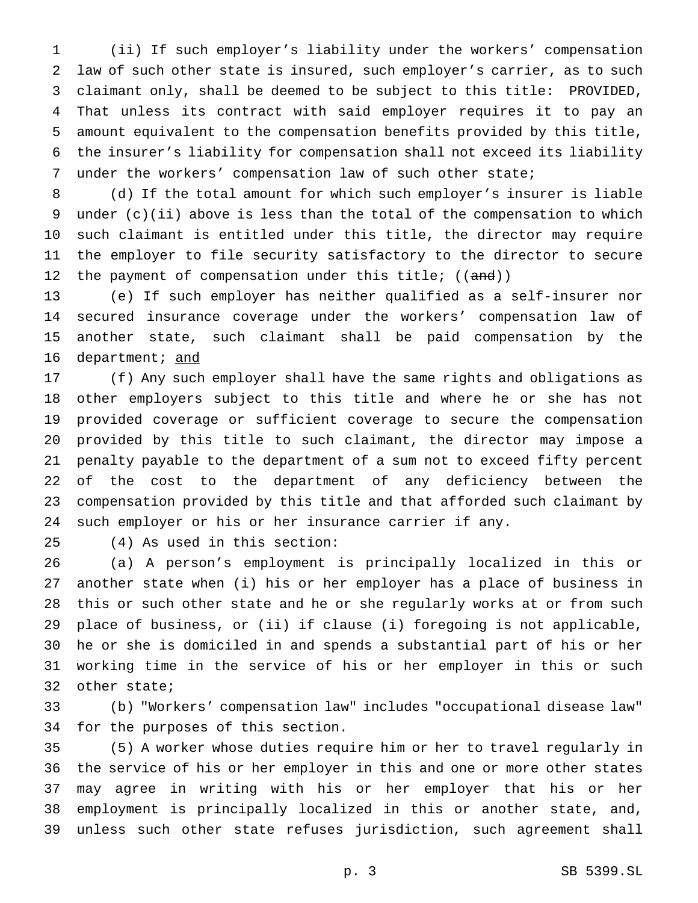(ii) If such employer's liability under the workers' compensation law of such other state is insured, such employer's carrier, as to such claimant only, shall be deemed to be subject to this title: PROVIDED, That unless its contract with said employer requires it to pay an amount equivalent to the compensation benefits provided by this title, the insurer's liability for compensation shall not exceed its liability under the workers' compensation law of such other state;

(d) If the total amount for which such employer's insurer is liable under (c)(ii) above is less than the total of the compensation to which such claimant is entitled under this title, the director may require the employer to file security satisfactory to the director to secure the payment of compensation under this title; ((~~and~~))

(e) If such employer has neither qualified as a self-insurer nor secured insurance coverage under the workers' compensation law of another state, such claimant shall be paid compensation by the department; and

(f) Any such employer shall have the same rights and obligations as other employers subject to this title and where he or she has not provided coverage or sufficient coverage to secure the compensation provided by this title to such claimant, the director may impose a penalty payable to the department of a sum not to exceed fifty percent of the cost to the department of any deficiency between the compensation provided by this title and that afforded such claimant by such employer or his or her insurance carrier if any.

(4) As used in this section:

(a) A person's employment is principally localized in this or another state when (i) his or her employer has a place of business in this or such other state and he or she regularly works at or from such place of business, or (ii) if clause (i) foregoing is not applicable, he or she is domiciled in and spends a substantial part of his or her working time in the service of his or her employer in this or such other state;

(b) "Workers' compensation law" includes "occupational disease law" for the purposes of this section.

(5) A worker whose duties require him or her to travel regularly in the service of his or her employer in this and one or more other states may agree in writing with his or her employer that his or her employment is principally localized in this or another state, and, unless such other state refuses jurisdiction, such agreement shall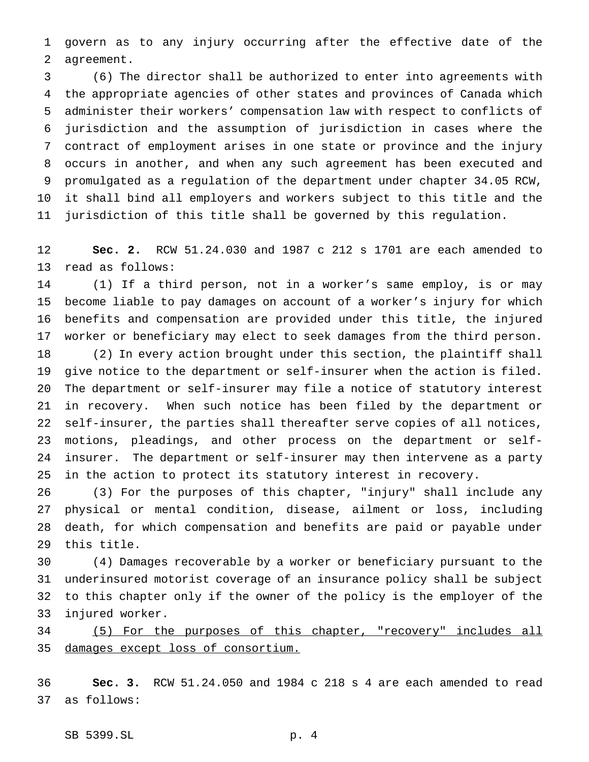govern as to any injury occurring after the effective date of the agreement.

(6) The director shall be authorized to enter into agreements with the appropriate agencies of other states and provinces of Canada which administer their workers' compensation law with respect to conflicts of jurisdiction and the assumption of jurisdiction in cases where the contract of employment arises in one state or province and the injury occurs in another, and when any such agreement has been executed and promulgated as a regulation of the department under chapter 34.05 RCW, it shall bind all employers and workers subject to this title and the jurisdiction of this title shall be governed by this regulation.

**Sec. 2.** RCW 51.24.030 and 1987 c 212 s 1701 are each amended to read as follows:

(1) If a third person, not in a worker's same employ, is or may become liable to pay damages on account of a worker's injury for which benefits and compensation are provided under this title, the injured worker or beneficiary may elect to seek damages from the third person.

(2) In every action brought under this section, the plaintiff shall give notice to the department or self-insurer when the action is filed. The department or self-insurer may file a notice of statutory interest in recovery. When such notice has been filed by the department or self-insurer, the parties shall thereafter serve copies of all notices, motions, pleadings, and other process on the department or self-insurer. The department or self-insurer may then intervene as a party in the action to protect its statutory interest in recovery.

(3) For the purposes of this chapter, "injury" shall include any physical or mental condition, disease, ailment or loss, including death, for which compensation and benefits are paid or payable under this title.

(4) Damages recoverable by a worker or beneficiary pursuant to the underinsured motorist coverage of an insurance policy shall be subject to this chapter only if the owner of the policy is the employer of the injured worker.

<u>(5) For the purposes of this chapter, "recovery" includes all damages except loss of consortium.</u>

**Sec. 3.** RCW 51.24.050 and 1984 c 218 s 4 are each amended to read as follows: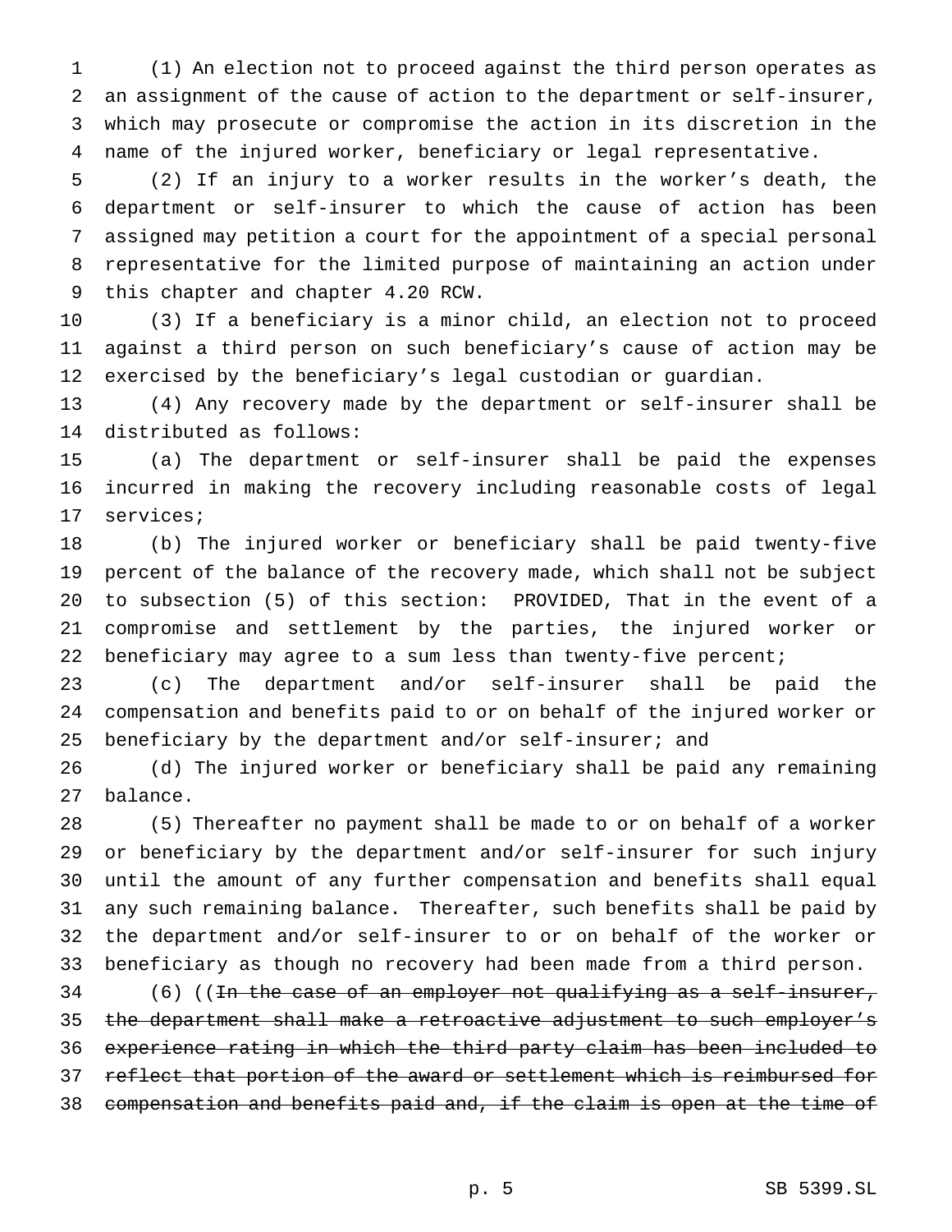(1) An election not to proceed against the third person operates as an assignment of the cause of action to the department or self-insurer, which may prosecute or compromise the action in its discretion in the name of the injured worker, beneficiary or legal representative.

(2) If an injury to a worker results in the worker's death, the department or self-insurer to which the cause of action has been assigned may petition a court for the appointment of a special personal representative for the limited purpose of maintaining an action under this chapter and chapter 4.20 RCW.

(3) If a beneficiary is a minor child, an election not to proceed against a third person on such beneficiary's cause of action may be exercised by the beneficiary's legal custodian or guardian.

(4) Any recovery made by the department or self-insurer shall be distributed as follows:

(a) The department or self-insurer shall be paid the expenses incurred in making the recovery including reasonable costs of legal services;

(b) The injured worker or beneficiary shall be paid twenty-five percent of the balance of the recovery made, which shall not be subject to subsection (5) of this section: PROVIDED, That in the event of a compromise and settlement by the parties, the injured worker or beneficiary may agree to a sum less than twenty-five percent;

(c) The department and/or self-insurer shall be paid the compensation and benefits paid to or on behalf of the injured worker or beneficiary by the department and/or self-insurer; and

(d) The injured worker or beneficiary shall be paid any remaining balance.

(5) Thereafter no payment shall be made to or on behalf of a worker or beneficiary by the department and/or self-insurer for such injury until the amount of any further compensation and benefits shall equal any such remaining balance. Thereafter, such benefits shall be paid by the department and/or self-insurer to or on behalf of the worker or beneficiary as though no recovery had been made from a third person.

(6) ((~~In the case of an employer not qualifying as a self-insurer, the department shall make a retroactive adjustment to such employer's experience rating in which the third party claim has been included to reflect that portion of the award or settlement which is reimbursed for compensation and benefits paid and, if the claim is open at the time of~~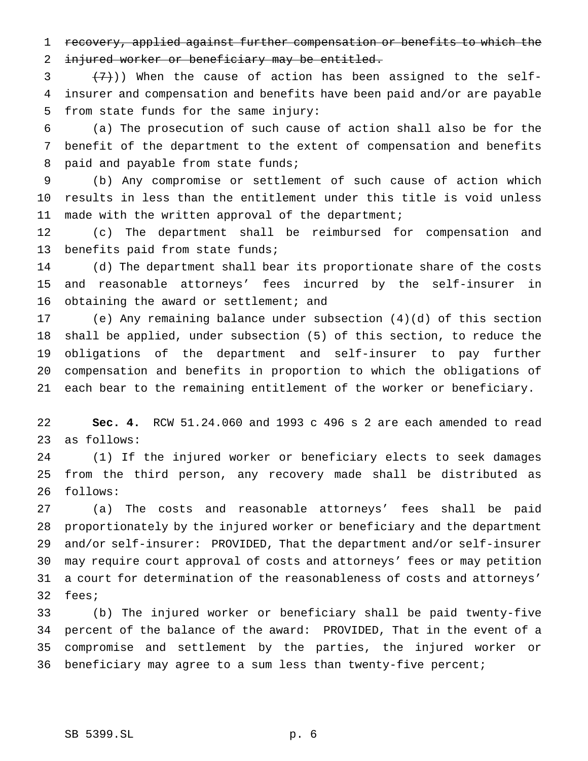~~recovery, applied against further compensation or benefits to which the injured worker or beneficiary may be entitled.~~

~~(7)~~)) When the cause of action has been assigned to the self-insurer and compensation and benefits have been paid and/or are payable from state funds for the same injury:

(a) The prosecution of such cause of action shall also be for the benefit of the department to the extent of compensation and benefits paid and payable from state funds;

(b) Any compromise or settlement of such cause of action which results in less than the entitlement under this title is void unless made with the written approval of the department;

(c) The department shall be reimbursed for compensation and benefits paid from state funds;

(d) The department shall bear its proportionate share of the costs and reasonable attorneys' fees incurred by the self-insurer in obtaining the award or settlement; and

(e) Any remaining balance under subsection (4)(d) of this section shall be applied, under subsection (5) of this section, to reduce the obligations of the department and self-insurer to pay further compensation and benefits in proportion to which the obligations of each bear to the remaining entitlement of the worker or beneficiary.

**Sec. 4.** RCW 51.24.060 and 1993 c 496 s 2 are each amended to read as follows:

(1) If the injured worker or beneficiary elects to seek damages from the third person, any recovery made shall be distributed as follows:

(a) The costs and reasonable attorneys' fees shall be paid proportionately by the injured worker or beneficiary and the department and/or self-insurer: PROVIDED, That the department and/or self-insurer may require court approval of costs and attorneys' fees or may petition a court for determination of the reasonableness of costs and attorneys' fees;

(b) The injured worker or beneficiary shall be paid twenty-five percent of the balance of the award: PROVIDED, That in the event of a compromise and settlement by the parties, the injured worker or beneficiary may agree to a sum less than twenty-five percent;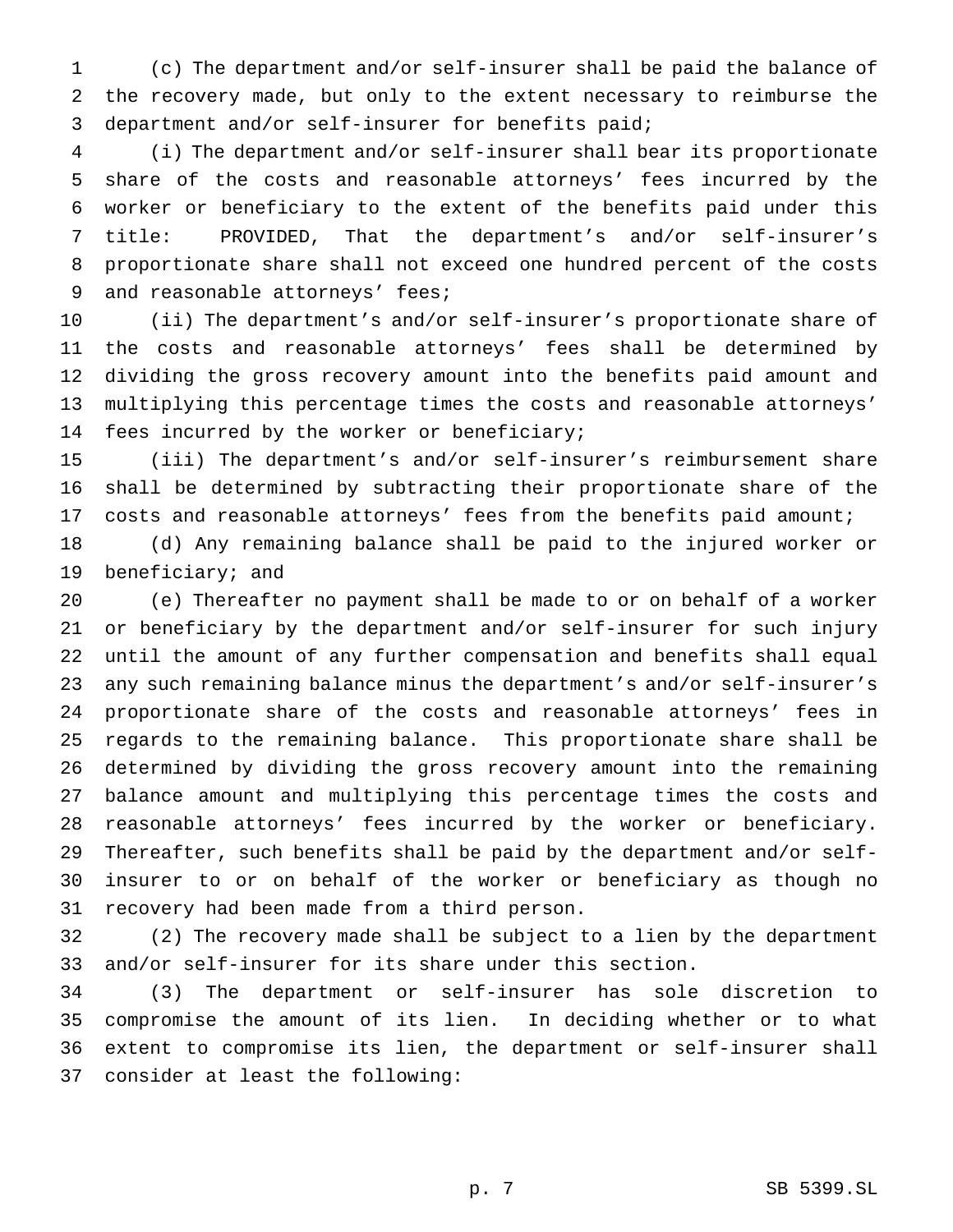(c) The department and/or self-insurer shall be paid the balance of the recovery made, but only to the extent necessary to reimburse the department and/or self-insurer for benefits paid;

(i) The department and/or self-insurer shall bear its proportionate share of the costs and reasonable attorneys' fees incurred by the worker or beneficiary to the extent of the benefits paid under this title: PROVIDED, That the department's and/or self-insurer's proportionate share shall not exceed one hundred percent of the costs and reasonable attorneys' fees;

(ii) The department's and/or self-insurer's proportionate share of the costs and reasonable attorneys' fees shall be determined by dividing the gross recovery amount into the benefits paid amount and multiplying this percentage times the costs and reasonable attorneys' fees incurred by the worker or beneficiary;

(iii) The department's and/or self-insurer's reimbursement share shall be determined by subtracting their proportionate share of the costs and reasonable attorneys' fees from the benefits paid amount;

(d) Any remaining balance shall be paid to the injured worker or beneficiary; and

(e) Thereafter no payment shall be made to or on behalf of a worker or beneficiary by the department and/or self-insurer for such injury until the amount of any further compensation and benefits shall equal any such remaining balance minus the department's and/or self-insurer's proportionate share of the costs and reasonable attorneys' fees in regards to the remaining balance. This proportionate share shall be determined by dividing the gross recovery amount into the remaining balance amount and multiplying this percentage times the costs and reasonable attorneys' fees incurred by the worker or beneficiary. Thereafter, such benefits shall be paid by the department and/or self-insurer to or on behalf of the worker or beneficiary as though no recovery had been made from a third person.

(2) The recovery made shall be subject to a lien by the department and/or self-insurer for its share under this section.

(3) The department or self-insurer has sole discretion to compromise the amount of its lien. In deciding whether or to what extent to compromise its lien, the department or self-insurer shall consider at least the following: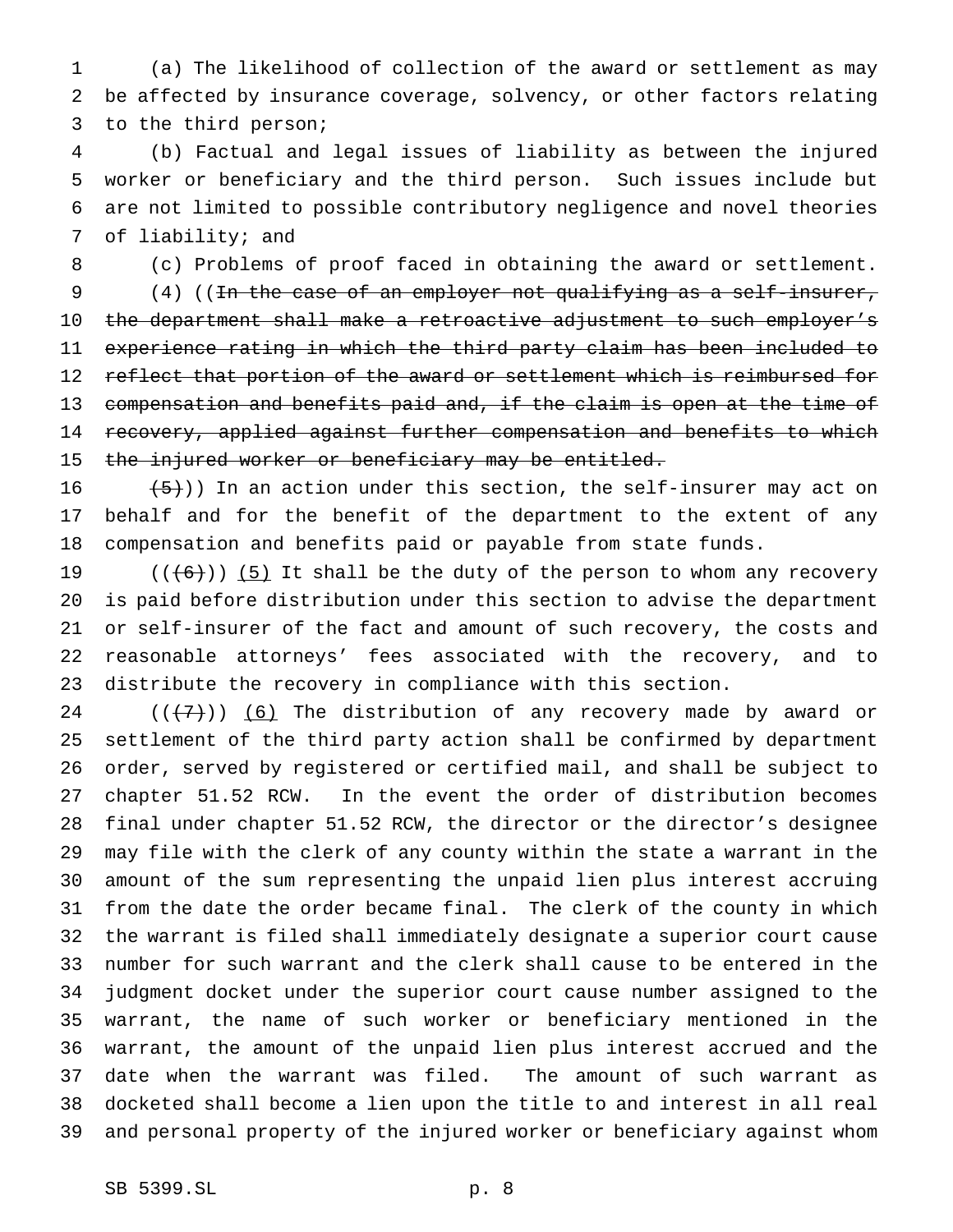(a) The likelihood of collection of the award or settlement as may be affected by insurance coverage, solvency, or other factors relating to the third person;

(b) Factual and legal issues of liability as between the injured worker or beneficiary and the third person. Such issues include but are not limited to possible contributory negligence and novel theories of liability; and

(c) Problems of proof faced in obtaining the award or settlement.

(4) ((~~In the case of an employer not qualifying as a self-insurer, the department shall make a retroactive adjustment to such employer's experience rating in which the third party claim has been included to reflect that portion of the award or settlement which is reimbursed for compensation and benefits paid and, if the claim is open at the time of recovery, applied against further compensation and benefits to which the injured worker or beneficiary may be entitled.~~

~~(5)~~)) In an action under this section, the self-insurer may act on behalf and for the benefit of the department to the extent of any compensation and benefits paid or payable from state funds.

((~~(6)~~)) <u>(5)</u> It shall be the duty of the person to whom any recovery is paid before distribution under this section to advise the department or self-insurer of the fact and amount of such recovery, the costs and reasonable attorneys' fees associated with the recovery, and to distribute the recovery in compliance with this section.

((~~(7)~~)) <u>(6)</u> The distribution of any recovery made by award or settlement of the third party action shall be confirmed by department order, served by registered or certified mail, and shall be subject to chapter 51.52 RCW. In the event the order of distribution becomes final under chapter 51.52 RCW, the director or the director's designee may file with the clerk of any county within the state a warrant in the amount of the sum representing the unpaid lien plus interest accruing from the date the order became final. The clerk of the county in which the warrant is filed shall immediately designate a superior court cause number for such warrant and the clerk shall cause to be entered in the judgment docket under the superior court cause number assigned to the warrant, the name of such worker or beneficiary mentioned in the warrant, the amount of the unpaid lien plus interest accrued and the date when the warrant was filed. The amount of such warrant as docketed shall become a lien upon the title to and interest in all real and personal property of the injured worker or beneficiary against whom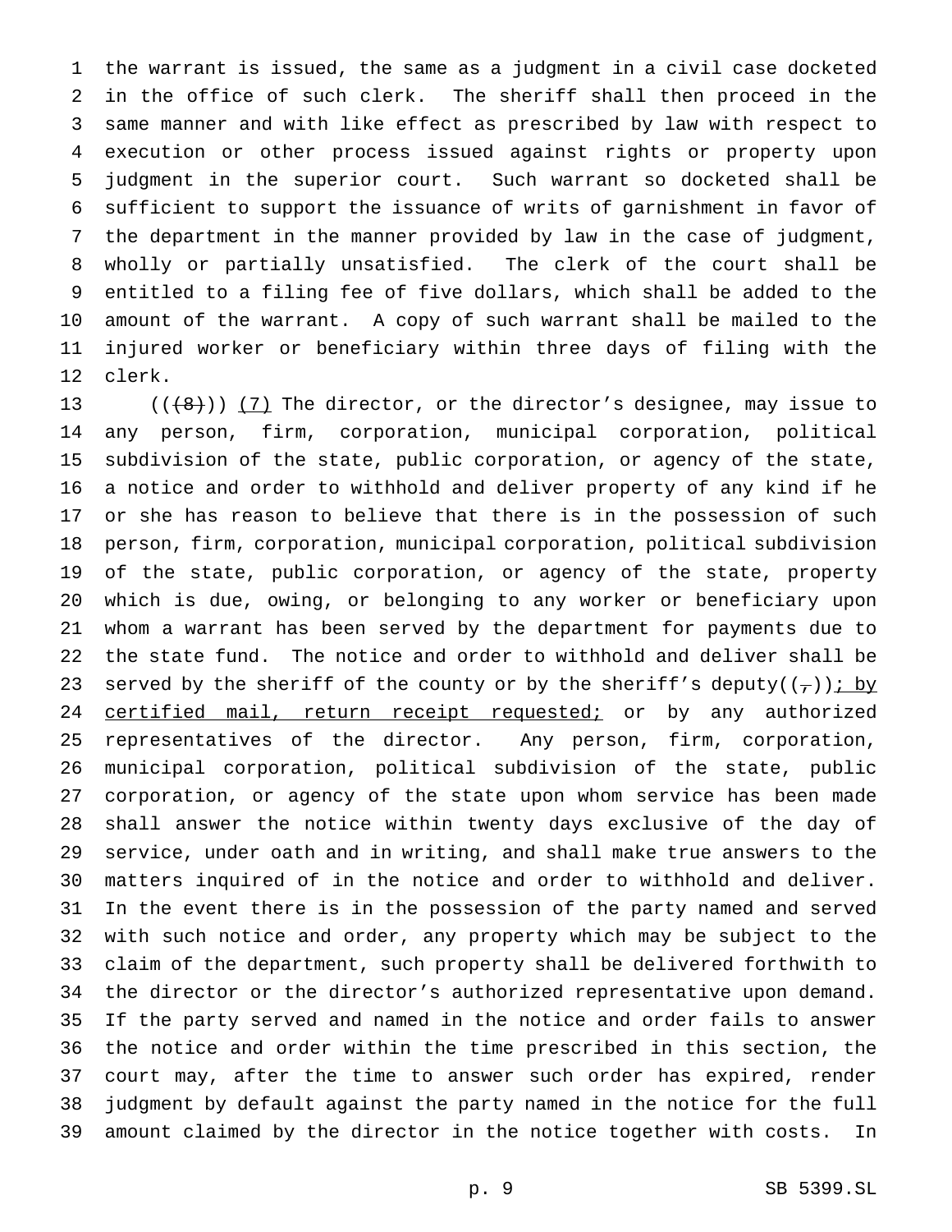the warrant is issued, the same as a judgment in a civil case docketed in the office of such clerk. The sheriff shall then proceed in the same manner and with like effect as prescribed by law with respect to execution or other process issued against rights or property upon judgment in the superior court. Such warrant so docketed shall be sufficient to support the issuance of writs of garnishment in favor of the department in the manner provided by law in the case of judgment, wholly or partially unsatisfied. The clerk of the court shall be entitled to a filing fee of five dollars, which shall be added to the amount of the warrant. A copy of such warrant shall be mailed to the injured worker or beneficiary within three days of filing with the clerk.

((~~(8)~~)) <u>(7)</u> The director, or the director's designee, may issue to any person, firm, corporation, municipal corporation, political subdivision of the state, public corporation, or agency of the state, a notice and order to withhold and deliver property of any kind if he or she has reason to believe that there is in the possession of such person, firm, corporation, municipal corporation, political subdivision of the state, public corporation, or agency of the state, property which is due, owing, or belonging to any worker or beneficiary upon whom a warrant has been served by the department for payments due to the state fund. The notice and order to withhold and deliver shall be served by the sheriff of the county or by the sheriff's deputy((~~,~~))<u>; by certified mail, return receipt requested;</u> or by any authorized representatives of the director. Any person, firm, corporation, municipal corporation, political subdivision of the state, public corporation, or agency of the state upon whom service has been made shall answer the notice within twenty days exclusive of the day of service, under oath and in writing, and shall make true answers to the matters inquired of in the notice and order to withhold and deliver. In the event there is in the possession of the party named and served with such notice and order, any property which may be subject to the claim of the department, such property shall be delivered forthwith to the director or the director's authorized representative upon demand. If the party served and named in the notice and order fails to answer the notice and order within the time prescribed in this section, the court may, after the time to answer such order has expired, render judgment by default against the party named in the notice for the full amount claimed by the director in the notice together with costs. In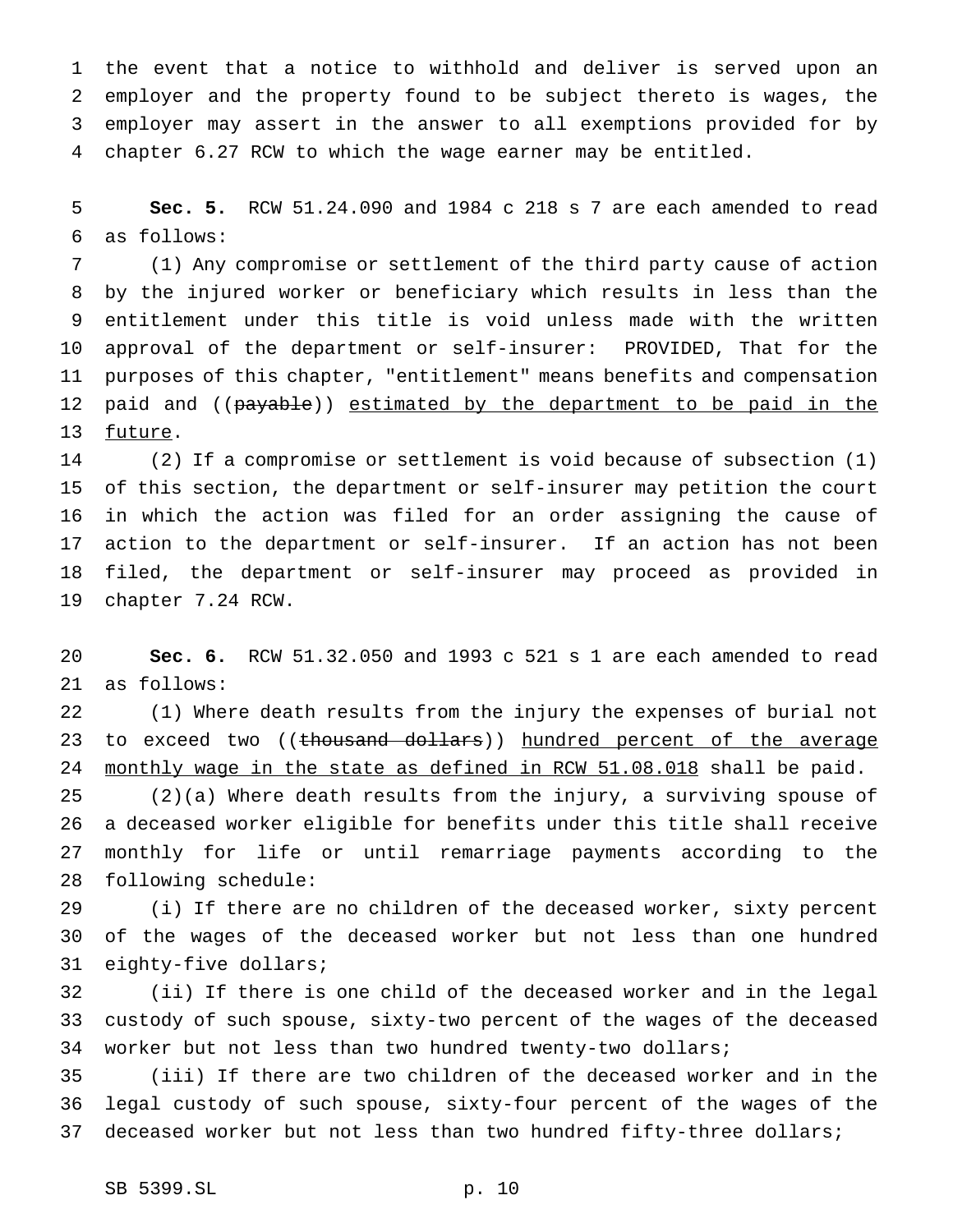the event that a notice to withhold and deliver is served upon an employer and the property found to be subject thereto is wages, the employer may assert in the answer to all exemptions provided for by chapter 6.27 RCW to which the wage earner may be entitled.

**Sec. 5.** RCW 51.24.090 and 1984 c 218 s 7 are each amended to read as follows:

(1) Any compromise or settlement of the third party cause of action by the injured worker or beneficiary which results in less than the entitlement under this title is void unless made with the written approval of the department or self-insurer: PROVIDED, That for the purposes of this chapter, "entitlement" means benefits and compensation paid and ((~~payable~~)) <u>estimated by the department to be paid in the future</u>.

(2) If a compromise or settlement is void because of subsection (1) of this section, the department or self-insurer may petition the court in which the action was filed for an order assigning the cause of action to the department or self-insurer. If an action has not been filed, the department or self-insurer may proceed as provided in chapter 7.24 RCW.

**Sec. 6.** RCW 51.32.050 and 1993 c 521 s 1 are each amended to read as follows:

(1) Where death results from the injury the expenses of burial not to exceed two ((~~thousand dollars~~)) <u>hundred percent of the average monthly wage in the state as defined in RCW 51.08.018</u> shall be paid.

(2)(a) Where death results from the injury, a surviving spouse of a deceased worker eligible for benefits under this title shall receive monthly for life or until remarriage payments according to the following schedule:

(i) If there are no children of the deceased worker, sixty percent of the wages of the deceased worker but not less than one hundred eighty-five dollars;

(ii) If there is one child of the deceased worker and in the legal custody of such spouse, sixty-two percent of the wages of the deceased worker but not less than two hundred twenty-two dollars;

(iii) If there are two children of the deceased worker and in the legal custody of such spouse, sixty-four percent of the wages of the deceased worker but not less than two hundred fifty-three dollars;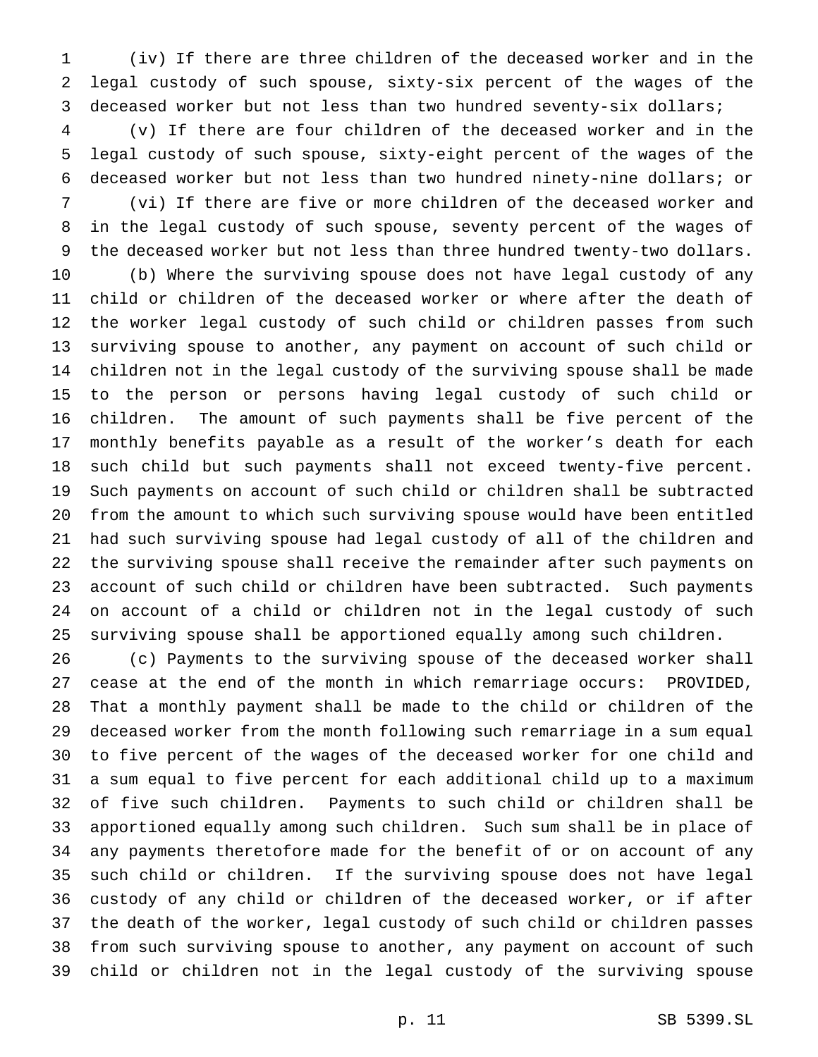(iv) If there are three children of the deceased worker and in the legal custody of such spouse, sixty-six percent of the wages of the deceased worker but not less than two hundred seventy-six dollars;

(v) If there are four children of the deceased worker and in the legal custody of such spouse, sixty-eight percent of the wages of the deceased worker but not less than two hundred ninety-nine dollars; or

(vi) If there are five or more children of the deceased worker and in the legal custody of such spouse, seventy percent of the wages of the deceased worker but not less than three hundred twenty-two dollars.

(b) Where the surviving spouse does not have legal custody of any child or children of the deceased worker or where after the death of the worker legal custody of such child or children passes from such surviving spouse to another, any payment on account of such child or children not in the legal custody of the surviving spouse shall be made to the person or persons having legal custody of such child or children. The amount of such payments shall be five percent of the monthly benefits payable as a result of the worker's death for each such child but such payments shall not exceed twenty-five percent. Such payments on account of such child or children shall be subtracted from the amount to which such surviving spouse would have been entitled had such surviving spouse had legal custody of all of the children and the surviving spouse shall receive the remainder after such payments on account of such child or children have been subtracted. Such payments on account of a child or children not in the legal custody of such surviving spouse shall be apportioned equally among such children.

(c) Payments to the surviving spouse of the deceased worker shall cease at the end of the month in which remarriage occurs: PROVIDED, That a monthly payment shall be made to the child or children of the deceased worker from the month following such remarriage in a sum equal to five percent of the wages of the deceased worker for one child and a sum equal to five percent for each additional child up to a maximum of five such children. Payments to such child or children shall be apportioned equally among such children. Such sum shall be in place of any payments theretofore made for the benefit of or on account of any such child or children. If the surviving spouse does not have legal custody of any child or children of the deceased worker, or if after the death of the worker, legal custody of such child or children passes from such surviving spouse to another, any payment on account of such child or children not in the legal custody of the surviving spouse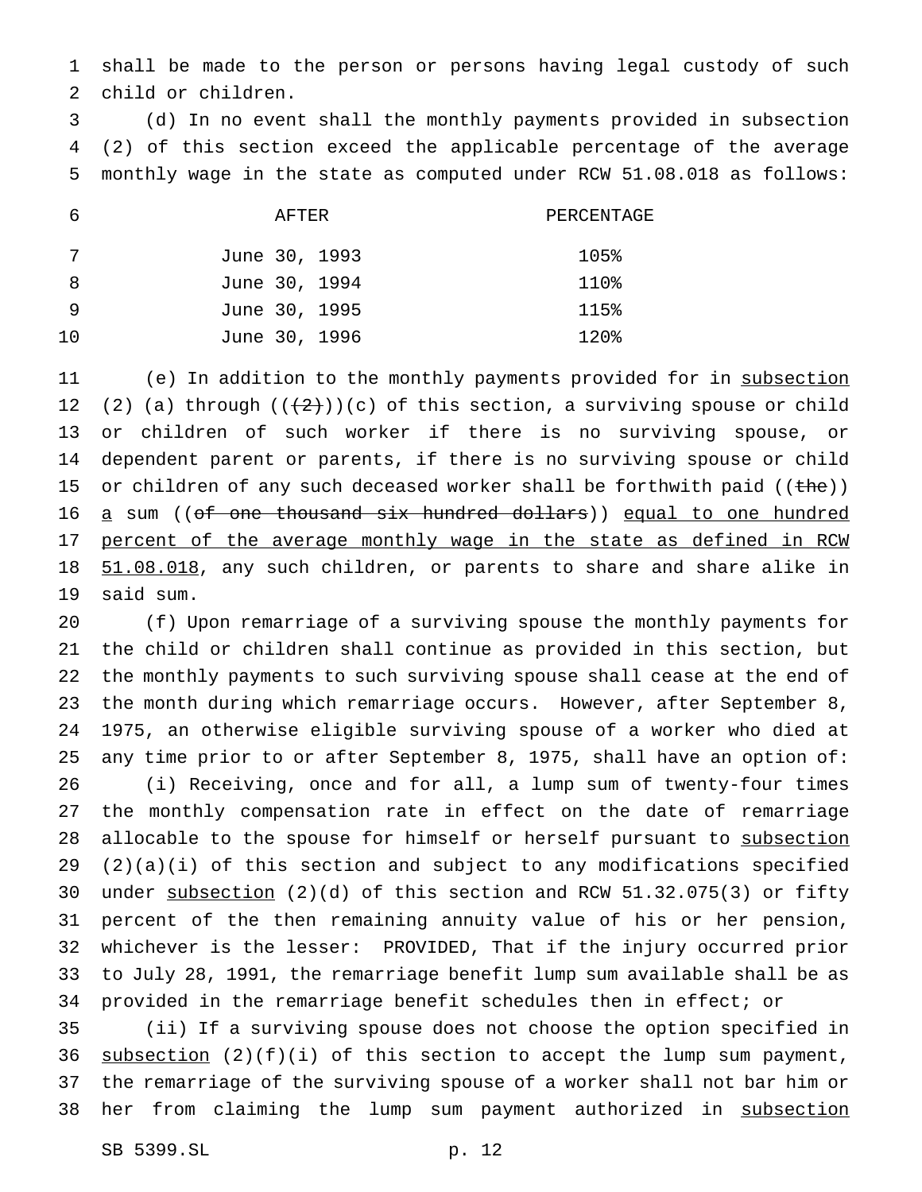shall be made to the person or persons having legal custody of such child or children.

(d) In no event shall the monthly payments provided in subsection (2) of this section exceed the applicable percentage of the average monthly wage in the state as computed under RCW 51.08.018 as follows:

| AFTER | PERCENTAGE |
|---|---|
| June 30, 1993 | 105% |
| June 30, 1994 | 110% |
| June 30, 1995 | 115% |
| June 30, 1996 | 120% |

(e) In addition to the monthly payments provided for in subsection (2) (a) through ((~~(2)~~))(c) of this section, a surviving spouse or child or children of such worker if there is no surviving spouse, or dependent parent or parents, if there is no surviving spouse or child or children of any such deceased worker shall be forthwith paid ((~~the~~)) a sum ((~~of one thousand six hundred dollars~~)) equal to one hundred percent of the average monthly wage in the state as defined in RCW 51.08.018, any such children, or parents to share and share alike in said sum.

(f) Upon remarriage of a surviving spouse the monthly payments for the child or children shall continue as provided in this section, but the monthly payments to such surviving spouse shall cease at the end of the month during which remarriage occurs. However, after September 8, 1975, an otherwise eligible surviving spouse of a worker who died at any time prior to or after September 8, 1975, shall have an option of:

(i) Receiving, once and for all, a lump sum of twenty-four times the monthly compensation rate in effect on the date of remarriage allocable to the spouse for himself or herself pursuant to subsection (2)(a)(i) of this section and subject to any modifications specified under subsection (2)(d) of this section and RCW 51.32.075(3) or fifty percent of the then remaining annuity value of his or her pension, whichever is the lesser: PROVIDED, That if the injury occurred prior to July 28, 1991, the remarriage benefit lump sum available shall be as provided in the remarriage benefit schedules then in effect; or

(ii) If a surviving spouse does not choose the option specified in subsection (2)(f)(i) of this section to accept the lump sum payment, the remarriage of the surviving spouse of a worker shall not bar him or her from claiming the lump sum payment authorized in subsection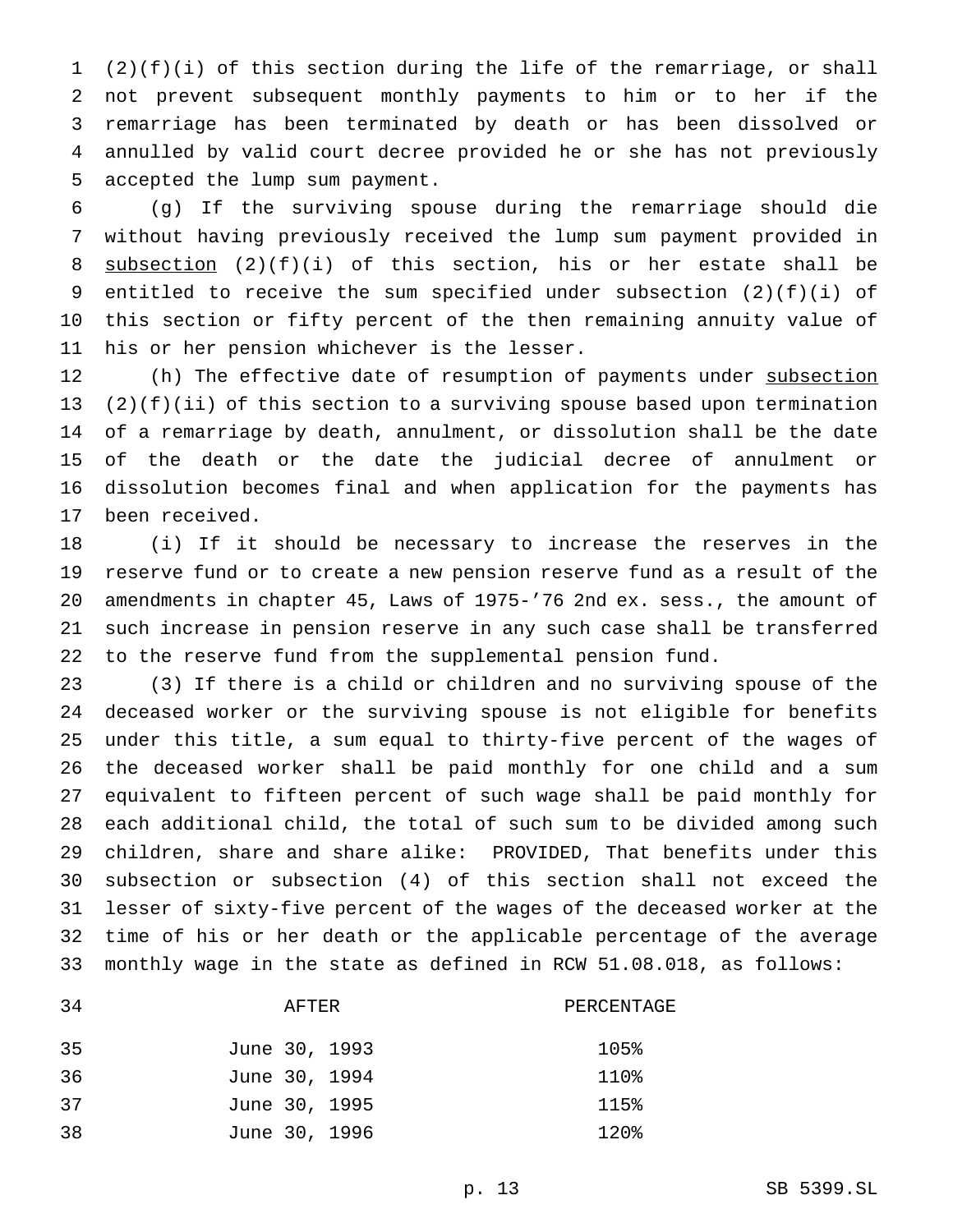(2)(f)(i) of this section during the life of the remarriage, or shall not prevent subsequent monthly payments to him or to her if the remarriage has been terminated by death or has been dissolved or annulled by valid court decree provided he or she has not previously accepted the lump sum payment.

(g) If the surviving spouse during the remarriage should die without having previously received the lump sum payment provided in subsection (2)(f)(i) of this section, his or her estate shall be entitled to receive the sum specified under subsection (2)(f)(i) of this section or fifty percent of the then remaining annuity value of his or her pension whichever is the lesser.

(h) The effective date of resumption of payments under subsection (2)(f)(ii) of this section to a surviving spouse based upon termination of a remarriage by death, annulment, or dissolution shall be the date of the death or the date the judicial decree of annulment or dissolution becomes final and when application for the payments has been received.

(i) If it should be necessary to increase the reserves in the reserve fund or to create a new pension reserve fund as a result of the amendments in chapter 45, Laws of 1975-'76 2nd ex. sess., the amount of such increase in pension reserve in any such case shall be transferred to the reserve fund from the supplemental pension fund.

(3) If there is a child or children and no surviving spouse of the deceased worker or the surviving spouse is not eligible for benefits under this title, a sum equal to thirty-five percent of the wages of the deceased worker shall be paid monthly for one child and a sum equivalent to fifteen percent of such wage shall be paid monthly for each additional child, the total of such sum to be divided among such children, share and share alike: PROVIDED, That benefits under this subsection or subsection (4) of this section shall not exceed the lesser of sixty-five percent of the wages of the deceased worker at the time of his or her death or the applicable percentage of the average monthly wage in the state as defined in RCW 51.08.018, as follows:

| AFTER | PERCENTAGE |
|---|---|
| June 30, 1993 | 105% |
| June 30, 1994 | 110% |
| June 30, 1995 | 115% |
| June 30, 1996 | 120% |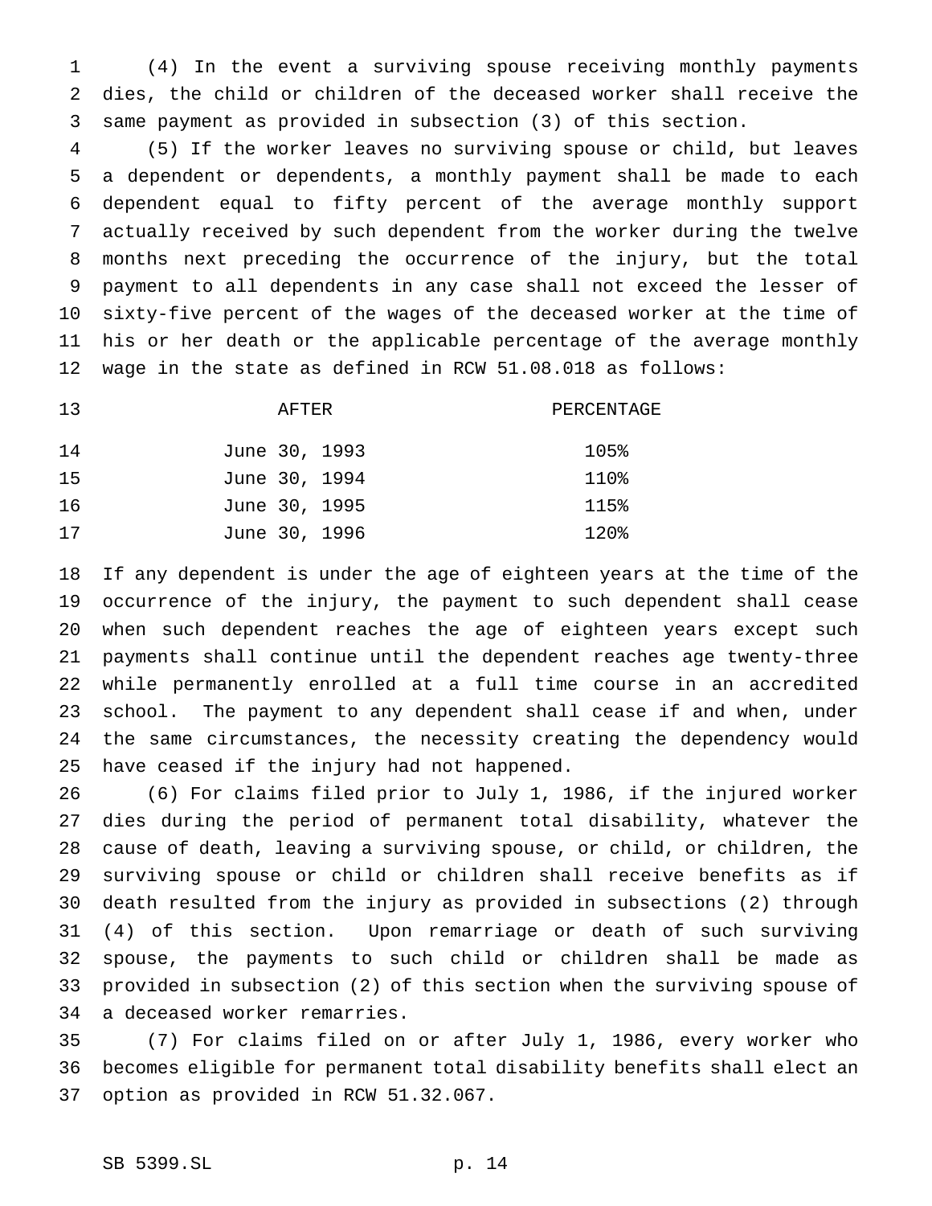(4) In the event a surviving spouse receiving monthly payments dies, the child or children of the deceased worker shall receive the same payment as provided in subsection (3) of this section.

(5) If the worker leaves no surviving spouse or child, but leaves a dependent or dependents, a monthly payment shall be made to each dependent equal to fifty percent of the average monthly support actually received by such dependent from the worker during the twelve months next preceding the occurrence of the injury, but the total payment to all dependents in any case shall not exceed the lesser of sixty-five percent of the wages of the deceased worker at the time of his or her death or the applicable percentage of the average monthly wage in the state as defined in RCW 51.08.018 as follows:

| AFTER | PERCENTAGE |
|---|---|
| June 30, 1993 | 105% |
| June 30, 1994 | 110% |
| June 30, 1995 | 115% |
| June 30, 1996 | 120% |

If any dependent is under the age of eighteen years at the time of the occurrence of the injury, the payment to such dependent shall cease when such dependent reaches the age of eighteen years except such payments shall continue until the dependent reaches age twenty-three while permanently enrolled at a full time course in an accredited school. The payment to any dependent shall cease if and when, under the same circumstances, the necessity creating the dependency would have ceased if the injury had not happened.

(6) For claims filed prior to July 1, 1986, if the injured worker dies during the period of permanent total disability, whatever the cause of death, leaving a surviving spouse, or child, or children, the surviving spouse or child or children shall receive benefits as if death resulted from the injury as provided in subsections (2) through (4) of this section. Upon remarriage or death of such surviving spouse, the payments to such child or children shall be made as provided in subsection (2) of this section when the surviving spouse of a deceased worker remarries.

(7) For claims filed on or after July 1, 1986, every worker who becomes eligible for permanent total disability benefits shall elect an option as provided in RCW 51.32.067.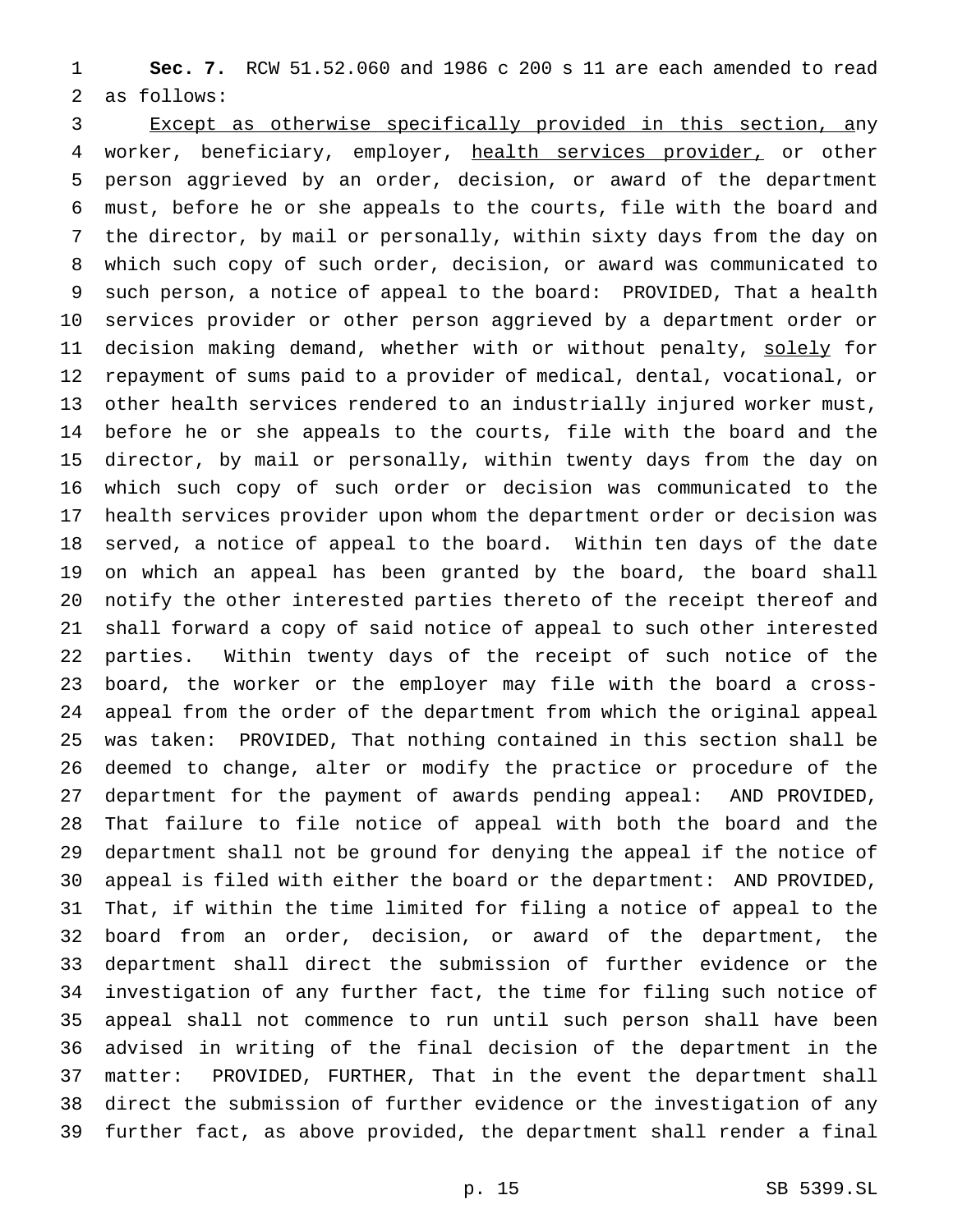**Sec. 7.** RCW 51.52.060 and 1986 c 200 s 11 are each amended to read as follows:

<u>Except as otherwise specifically provided in this section, a</u>ny worker, beneficiary, employer, <u>health services provider,</u> or other person aggrieved by an order, decision, or award of the department must, before he or she appeals to the courts, file with the board and the director, by mail or personally, within sixty days from the day on which such copy of such order, decision, or award was communicated to such person, a notice of appeal to the board: PROVIDED, That a health services provider or other person aggrieved by a department order or decision making demand, whether with or without penalty, <u>solely</u> for repayment of sums paid to a provider of medical, dental, vocational, or other health services rendered to an industrially injured worker must, before he or she appeals to the courts, file with the board and the director, by mail or personally, within twenty days from the day on which such copy of such order or decision was communicated to the health services provider upon whom the department order or decision was served, a notice of appeal to the board. Within ten days of the date on which an appeal has been granted by the board, the board shall notify the other interested parties thereto of the receipt thereof and shall forward a copy of said notice of appeal to such other interested parties. Within twenty days of the receipt of such notice of the board, the worker or the employer may file with the board a cross-appeal from the order of the department from which the original appeal was taken: PROVIDED, That nothing contained in this section shall be deemed to change, alter or modify the practice or procedure of the department for the payment of awards pending appeal: AND PROVIDED, That failure to file notice of appeal with both the board and the department shall not be ground for denying the appeal if the notice of appeal is filed with either the board or the department: AND PROVIDED, That, if within the time limited for filing a notice of appeal to the board from an order, decision, or award of the department, the department shall direct the submission of further evidence or the investigation of any further fact, the time for filing such notice of appeal shall not commence to run until such person shall have been advised in writing of the final decision of the department in the matter: PROVIDED, FURTHER, That in the event the department shall direct the submission of further evidence or the investigation of any further fact, as above provided, the department shall render a final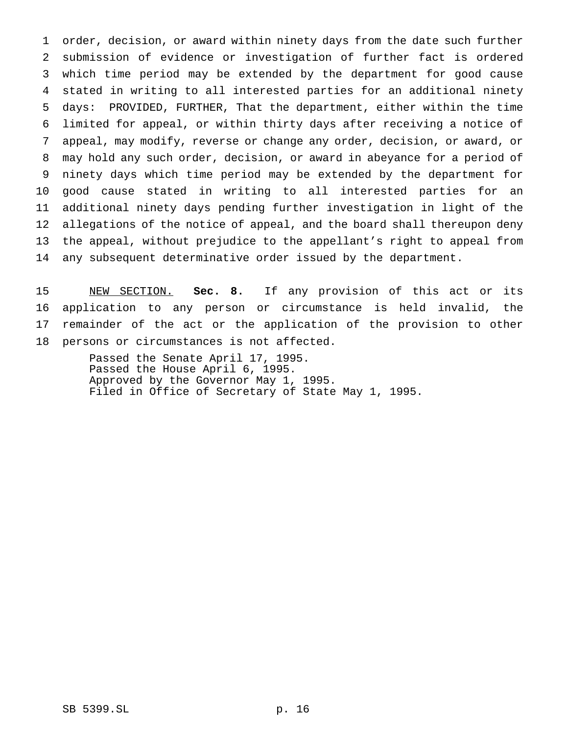order, decision, or award within ninety days from the date such further submission of evidence or investigation of further fact is ordered which time period may be extended by the department for good cause stated in writing to all interested parties for an additional ninety days: PROVIDED, FURTHER, That the department, either within the time limited for appeal, or within thirty days after receiving a notice of appeal, may modify, reverse or change any order, decision, or award, or may hold any such order, decision, or award in abeyance for a period of ninety days which time period may be extended by the department for good cause stated in writing to all interested parties for an additional ninety days pending further investigation in light of the allegations of the notice of appeal, and the board shall thereupon deny the appeal, without prejudice to the appellant's right to appeal from any subsequent determinative order issued by the department.

NEW SECTION. **Sec. 8.** If any provision of this act or its application to any person or circumstance is held invalid, the remainder of the act or the application of the provision to other persons or circumstances is not affected.

Passed the Senate April 17, 1995.
Passed the House April 6, 1995.
Approved by the Governor May 1, 1995.
Filed in Office of Secretary of State May 1, 1995.